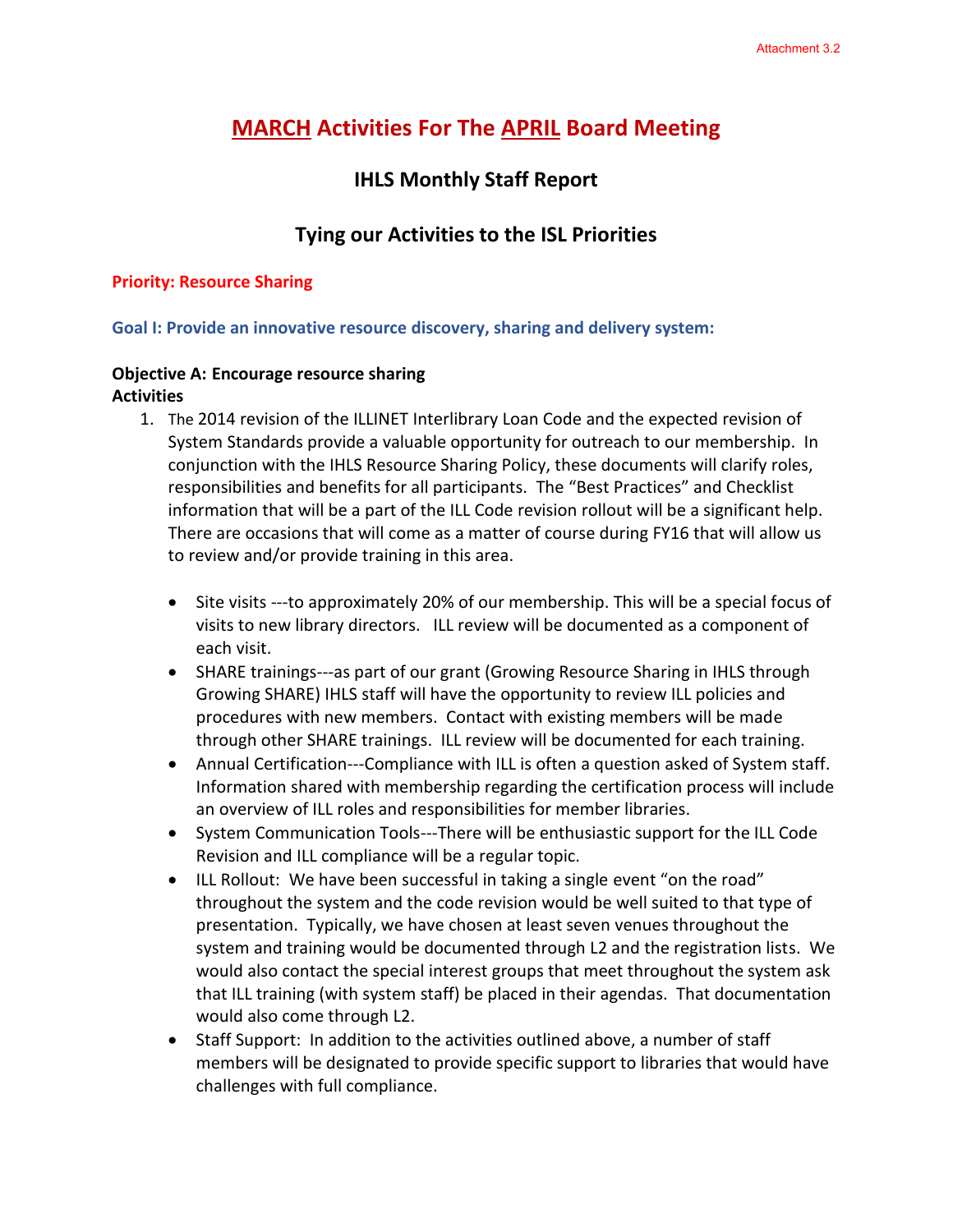Attachment 3.2

# MARCH Activities For The APRIL Board Meeting

## IHLS Monthly Staff Report

## Tying our Activities to the ISL Priorities

### Priority: Resource Sharing

### Goal I: Provide an innovative resource discovery, sharing and delivery system:

**Objective A: Encourage resource sharing**
**Activities**

1. The 2014 revision of the ILLINET Interlibrary Loan Code and the expected revision of System Standards provide a valuable opportunity for outreach to our membership. In conjunction with the IHLS Resource Sharing Policy, these documents will clarify roles, responsibilities and benefits for all participants. The "Best Practices" and Checklist information that will be a part of the ILL Code revision rollout will be a significant help. There are occasions that will come as a matter of course during FY16 that will allow us to review and/or provide training in this area.

   - Site visits ---to approximately 20% of our membership. This will be a special focus of visits to new library directors. ILL review will be documented as a component of each visit.
   - SHARE trainings---as part of our grant (Growing Resource Sharing in IHLS through Growing SHARE) IHLS staff will have the opportunity to review ILL policies and procedures with new members. Contact with existing members will be made through other SHARE trainings. ILL review will be documented for each training.
   - Annual Certification---Compliance with ILL is often a question asked of System staff. Information shared with membership regarding the certification process will include an overview of ILL roles and responsibilities for member libraries.
   - System Communication Tools---There will be enthusiastic support for the ILL Code Revision and ILL compliance will be a regular topic.
   - ILL Rollout: We have been successful in taking a single event "on the road" throughout the system and the code revision would be well suited to that type of presentation. Typically, we have chosen at least seven venues throughout the system and training would be documented through L2 and the registration lists. We would also contact the special interest groups that meet throughout the system ask that ILL training (with system staff) be placed in their agendas. That documentation would also come through L2.
   - Staff Support: In addition to the activities outlined above, a number of staff members will be designated to provide specific support to libraries that would have challenges with full compliance.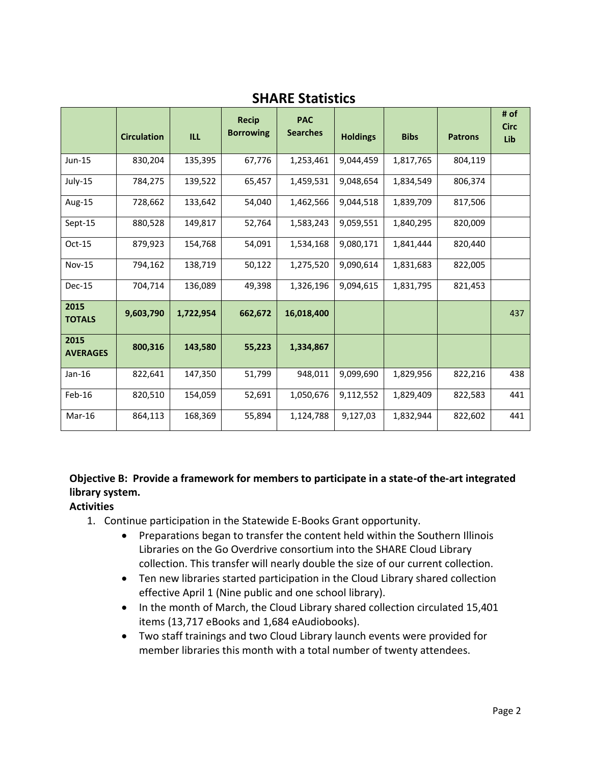## SHARE Statistics

| | Circulation | ILL | Recip Borrowing | PAC Searches | Holdings | Bibs | Patrons | # of Circ Lib |
|---|---|---|---|---|---|---|---|---|
| Jun-15 | 830,204 | 135,395 | 67,776 | 1,253,461 | 9,044,459 | 1,817,765 | 804,119 | |
| July-15 | 784,275 | 139,522 | 65,457 | 1,459,531 | 9,048,654 | 1,834,549 | 806,374 | |
| Aug-15 | 728,662 | 133,642 | 54,040 | 1,462,566 | 9,044,518 | 1,839,709 | 817,506 | |
| Sept-15 | 880,528 | 149,817 | 52,764 | 1,583,243 | 9,059,551 | 1,840,295 | 820,009 | |
| Oct-15 | 879,923 | 154,768 | 54,091 | 1,534,168 | 9,080,171 | 1,841,444 | 820,440 | |
| Nov-15 | 794,162 | 138,719 | 50,122 | 1,275,520 | 9,090,614 | 1,831,683 | 822,005 | |
| Dec-15 | 704,714 | 136,089 | 49,398 | 1,326,196 | 9,094,615 | 1,831,795 | 821,453 | |
| **2015 TOTALS** | **9,603,790** | **1,722,954** | **662,672** | **16,018,400** | | | | 437 |
| **2015 AVERAGES** | **800,316** | **143,580** | **55,223** | **1,334,867** | | | | |
| Jan-16 | 822,641 | 147,350 | 51,799 | 948,011 | 9,099,690 | 1,829,956 | 822,216 | 438 |
| Feb-16 | 820,510 | 154,059 | 52,691 | 1,050,676 | 9,112,552 | 1,829,409 | 822,583 | 441 |
| Mar-16 | 864,113 | 168,369 | 55,894 | 1,124,788 | 9,127,03 | 1,832,944 | 822,602 | 441 |

**Objective B: Provide a framework for members to participate in a state-of the-art integrated library system.**

**Activities**

1. Continue participation in the Statewide E-Books Grant opportunity.
   - Preparations began to transfer the content held within the Southern Illinois Libraries on the Go Overdrive consortium into the SHARE Cloud Library collection. This transfer will nearly double the size of our current collection.
   - Ten new libraries started participation in the Cloud Library shared collection effective April 1 (Nine public and one school library).
   - In the month of March, the Cloud Library shared collection circulated 15,401 items (13,717 eBooks and 1,684 eAudiobooks).
   - Two staff trainings and two Cloud Library launch events were provided for member libraries this month with a total number of twenty attendees.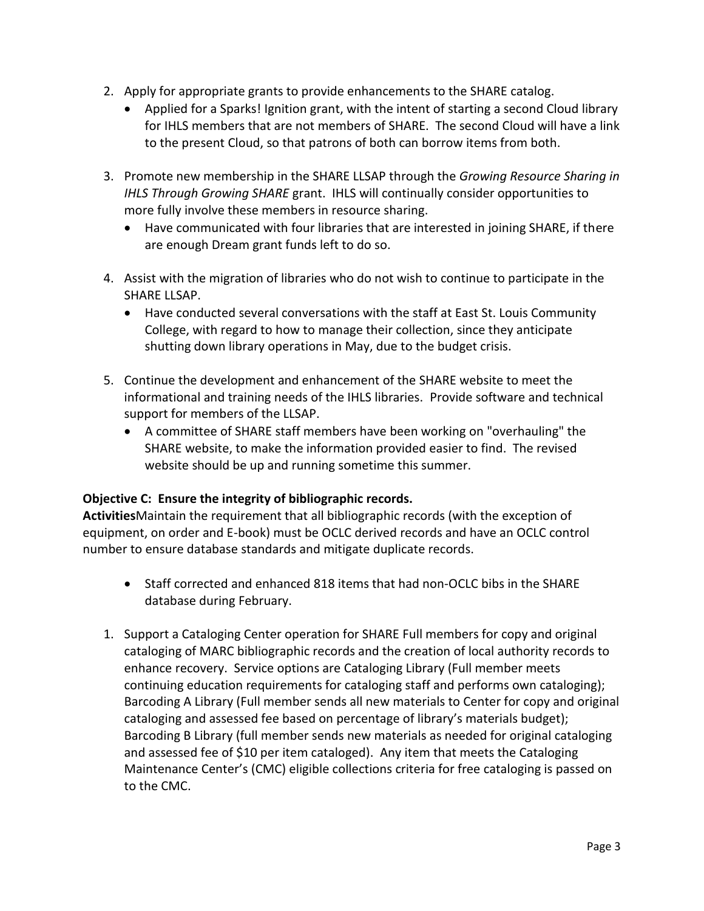2. Apply for appropriate grants to provide enhancements to the SHARE catalog.
   - Applied for a Sparks! Ignition grant, with the intent of starting a second Cloud library for IHLS members that are not members of SHARE. The second Cloud will have a link to the present Cloud, so that patrons of both can borrow items from both.

3. Promote new membership in the SHARE LLSAP through the *Growing Resource Sharing in IHLS Through Growing SHARE* grant. IHLS will continually consider opportunities to more fully involve these members in resource sharing.
   - Have communicated with four libraries that are interested in joining SHARE, if there are enough Dream grant funds left to do so.

4. Assist with the migration of libraries who do not wish to continue to participate in the SHARE LLSAP.
   - Have conducted several conversations with the staff at East St. Louis Community College, with regard to how to manage their collection, since they anticipate shutting down library operations in May, due to the budget crisis.

5. Continue the development and enhancement of the SHARE website to meet the informational and training needs of the IHLS libraries. Provide software and technical support for members of the LLSAP.
   - A committee of SHARE staff members have been working on "overhauling" the SHARE website, to make the information provided easier to find. The revised website should be up and running sometime this summer.

**Objective C: Ensure the integrity of bibliographic records.**

**Activities**Maintain the requirement that all bibliographic records (with the exception of equipment, on order and E-book) must be OCLC derived records and have an OCLC control number to ensure database standards and mitigate duplicate records.

- Staff corrected and enhanced 818 items that had non-OCLC bibs in the SHARE database during February.

1. Support a Cataloging Center operation for SHARE Full members for copy and original cataloging of MARC bibliographic records and the creation of local authority records to enhance recovery. Service options are Cataloging Library (Full member meets continuing education requirements for cataloging staff and performs own cataloging); Barcoding A Library (Full member sends all new materials to Center for copy and original cataloging and assessed fee based on percentage of library's materials budget); Barcoding B Library (full member sends new materials as needed for original cataloging and assessed fee of $10 per item cataloged). Any item that meets the Cataloging Maintenance Center's (CMC) eligible collections criteria for free cataloging is passed on to the CMC.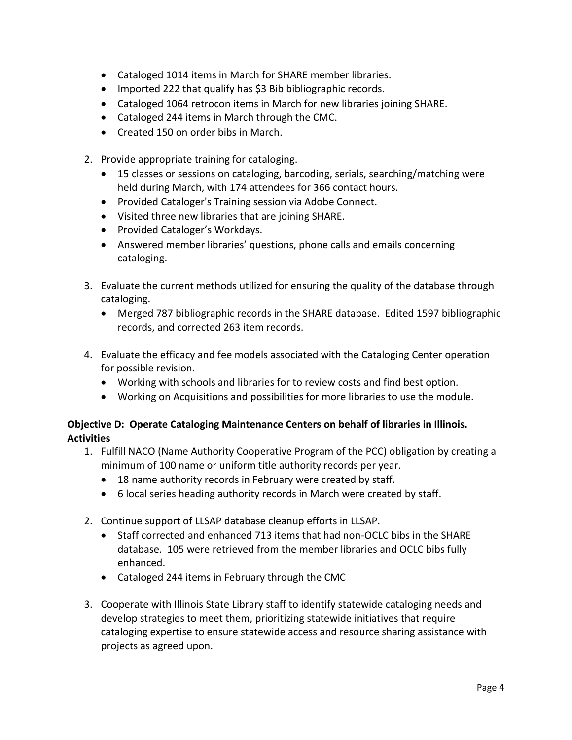- Cataloged 1014 items in March for SHARE member libraries.
- Imported 222 that qualify has $3 Bib bibliographic records.
- Cataloged 1064 retrocon items in March for new libraries joining SHARE.
- Cataloged 244 items in March through the CMC.
- Created 150 on order bibs in March.

2. Provide appropriate training for cataloging.
   - 15 classes or sessions on cataloging, barcoding, serials, searching/matching were held during March, with 174 attendees for 366 contact hours.
   - Provided Cataloger's Training session via Adobe Connect.
   - Visited three new libraries that are joining SHARE.
   - Provided Cataloger's Workdays.
   - Answered member libraries' questions, phone calls and emails concerning cataloging.

3. Evaluate the current methods utilized for ensuring the quality of the database through cataloging.
   - Merged 787 bibliographic records in the SHARE database. Edited 1597 bibliographic records, and corrected 263 item records.

4. Evaluate the efficacy and fee models associated with the Cataloging Center operation for possible revision.
   - Working with schools and libraries for to review costs and find best option.
   - Working on Acquisitions and possibilities for more libraries to use the module.

**Objective D: Operate Cataloging Maintenance Centers on behalf of libraries in Illinois.**
**Activities**

1. Fulfill NACO (Name Authority Cooperative Program of the PCC) obligation by creating a minimum of 100 name or uniform title authority records per year.
   - 18 name authority records in February were created by staff.
   - 6 local series heading authority records in March were created by staff.

2. Continue support of LLSAP database cleanup efforts in LLSAP.
   - Staff corrected and enhanced 713 items that had non-OCLC bibs in the SHARE database. 105 were retrieved from the member libraries and OCLC bibs fully enhanced.
   - Cataloged 244 items in February through the CMC

3. Cooperate with Illinois State Library staff to identify statewide cataloging needs and develop strategies to meet them, prioritizing statewide initiatives that require cataloging expertise to ensure statewide access and resource sharing assistance with projects as agreed upon.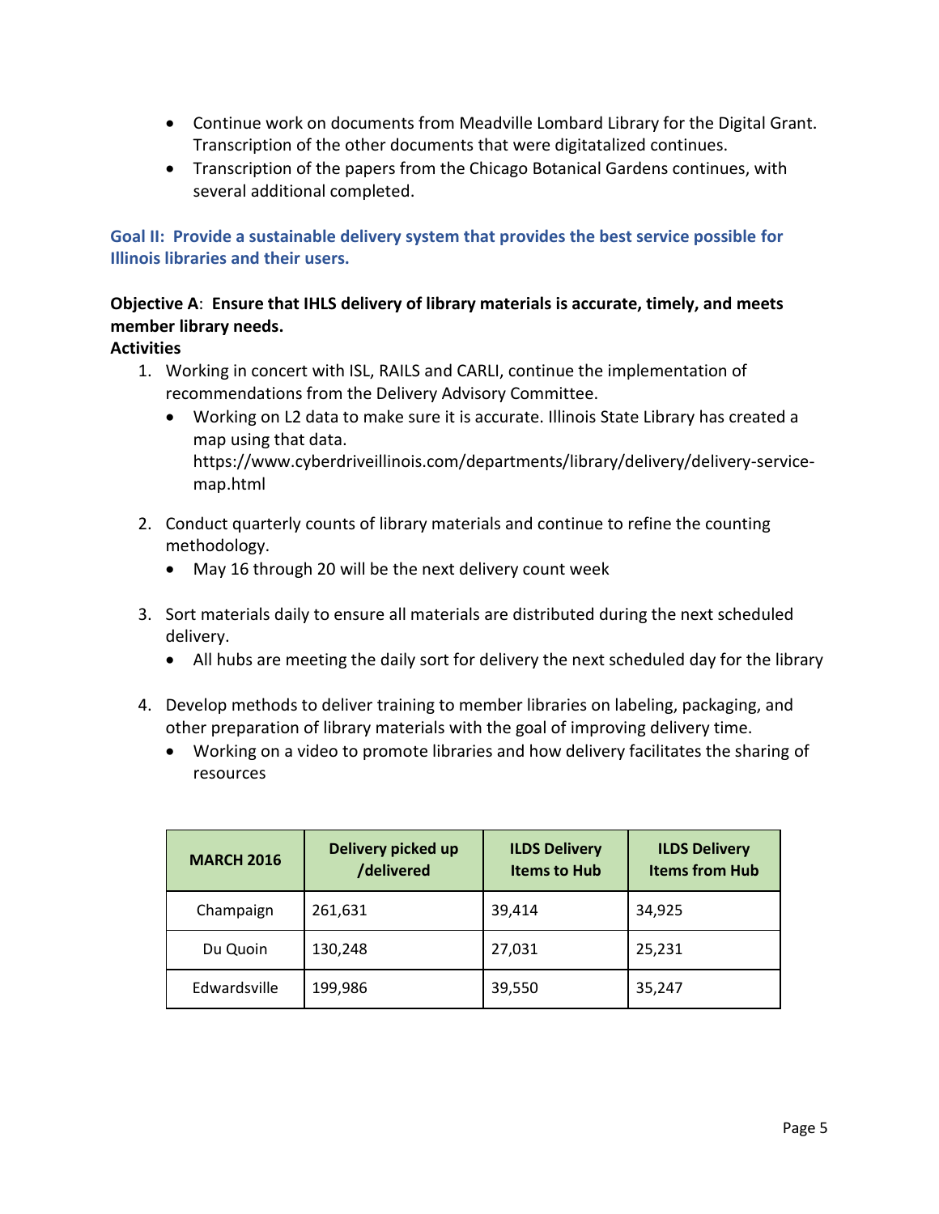- Continue work on documents from Meadville Lombard Library for the Digital Grant. Transcription of the other documents that were digitatalized continues.
- Transcription of the papers from the Chicago Botanical Gardens continues, with several additional completed.

## Goal II: Provide a sustainable delivery system that provides the best service possible for Illinois libraries and their users.

**Objective A**: **Ensure that IHLS delivery of library materials is accurate, timely, and meets member library needs.**

**Activities**

1. Working in concert with ISL, RAILS and CARLI, continue the implementation of recommendations from the Delivery Advisory Committee.
   - Working on L2 data to make sure it is accurate. Illinois State Library has created a map using that data. https://www.cyberdriveillinois.com/departments/library/delivery/delivery-service-map.html

2. Conduct quarterly counts of library materials and continue to refine the counting methodology.
   - May 16 through 20 will be the next delivery count week

3. Sort materials daily to ensure all materials are distributed during the next scheduled delivery.
   - All hubs are meeting the daily sort for delivery the next scheduled day for the library

4. Develop methods to deliver training to member libraries on labeling, packaging, and other preparation of library materials with the goal of improving delivery time.
   - Working on a video to promote libraries and how delivery facilitates the sharing of resources

| MARCH 2016 | Delivery picked up /delivered | ILDS Delivery Items to Hub | ILDS Delivery Items from Hub |
|---|---|---|---|
| Champaign | 261,631 | 39,414 | 34,925 |
| Du Quoin | 130,248 | 27,031 | 25,231 |
| Edwardsville | 199,986 | 39,550 | 35,247 |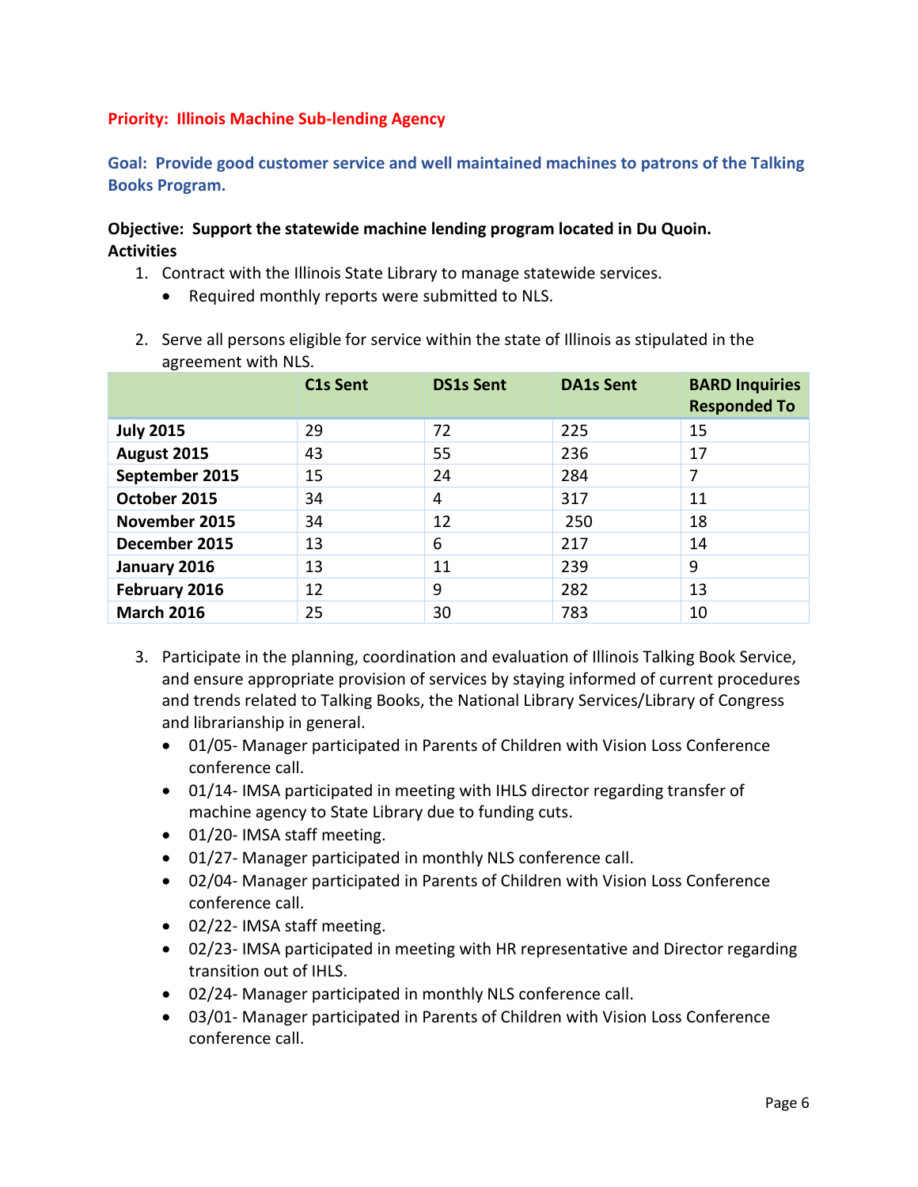**Priority: Illinois Machine Sub-lending Agency**

**Goal: Provide good customer service and well maintained machines to patrons of the Talking Books Program.**

**Objective: Support the statewide machine lending program located in Du Quoin.**
**Activities**

1. Contract with the Illinois State Library to manage statewide services.
   - Required monthly reports were submitted to NLS.

2. Serve all persons eligible for service within the state of Illinois as stipulated in the agreement with NLS.

| | C1s Sent | DS1s Sent | DA1s Sent | BARD Inquiries Responded To |
|---|---|---|---|---|
| **July 2015** | 29 | 72 | 225 | 15 |
| **August 2015** | 43 | 55 | 236 | 17 |
| **September 2015** | 15 | 24 | 284 | 7 |
| **October 2015** | 34 | 4 | 317 | 11 |
| **November 2015** | 34 | 12 | 250 | 18 |
| **December 2015** | 13 | 6 | 217 | 14 |
| **January 2016** | 13 | 11 | 239 | 9 |
| **February 2016** | 12 | 9 | 282 | 13 |
| **March 2016** | 25 | 30 | 783 | 10 |

3. Participate in the planning, coordination and evaluation of Illinois Talking Book Service, and ensure appropriate provision of services by staying informed of current procedures and trends related to Talking Books, the National Library Services/Library of Congress and librarianship in general.
   - 01/05- Manager participated in Parents of Children with Vision Loss Conference conference call.
   - 01/14- IMSA participated in meeting with IHLS director regarding transfer of machine agency to State Library due to funding cuts.
   - 01/20- IMSA staff meeting.
   - 01/27- Manager participated in monthly NLS conference call.
   - 02/04- Manager participated in Parents of Children with Vision Loss Conference conference call.
   - 02/22- IMSA staff meeting.
   - 02/23- IMSA participated in meeting with HR representative and Director regarding transition out of IHLS.
   - 02/24- Manager participated in monthly NLS conference call.
   - 03/01- Manager participated in Parents of Children with Vision Loss Conference conference call.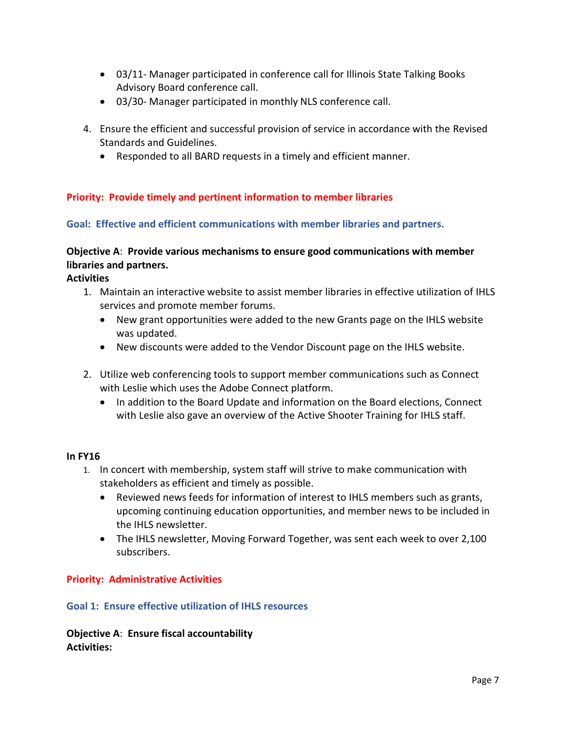- 03/11- Manager participated in conference call for Illinois State Talking Books Advisory Board conference call.
- 03/30- Manager participated in monthly NLS conference call.

4. Ensure the efficient and successful provision of service in accordance with the Revised Standards and Guidelines.
   - Responded to all BARD requests in a timely and efficient manner.

**Priority: Provide timely and pertinent information to member libraries**

**Goal: Effective and efficient communications with member libraries and partners.**

**Objective A**: **Provide various mechanisms to ensure good communications with member libraries and partners.**

**Activities**

1. Maintain an interactive website to assist member libraries in effective utilization of IHLS services and promote member forums.
   - New grant opportunities were added to the new Grants page on the IHLS website was updated.
   - New discounts were added to the Vendor Discount page on the IHLS website.

2. Utilize web conferencing tools to support member communications such as Connect with Leslie which uses the Adobe Connect platform.
   - In addition to the Board Update and information on the Board elections, Connect with Leslie also gave an overview of the Active Shooter Training for IHLS staff.

**In FY16**

1. In concert with membership, system staff will strive to make communication with stakeholders as efficient and timely as possible.
   - Reviewed news feeds for information of interest to IHLS members such as grants, upcoming continuing education opportunities, and member news to be included in the IHLS newsletter.
   - The IHLS newsletter, Moving Forward Together, was sent each week to over 2,100 subscribers.

**Priority: Administrative Activities**

**Goal 1: Ensure effective utilization of IHLS resources**

**Objective A**: **Ensure fiscal accountability**

**Activities:**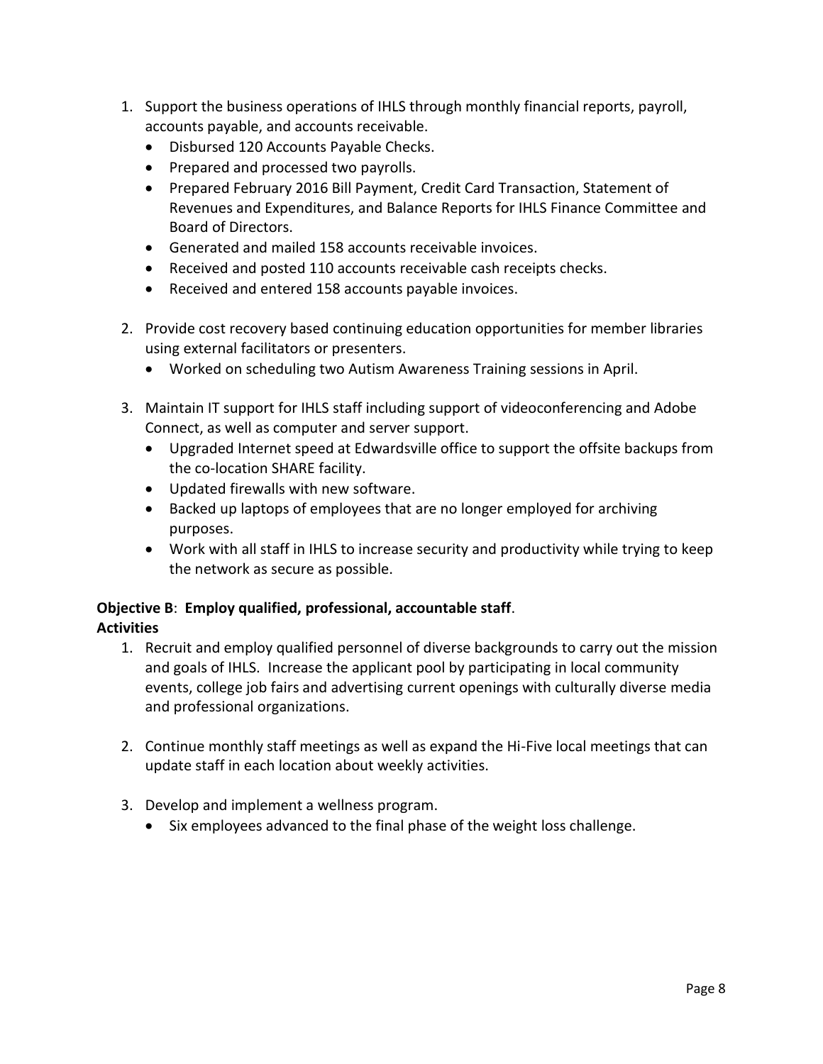1. Support the business operations of IHLS through monthly financial reports, payroll, accounts payable, and accounts receivable.
   - Disbursed 120 Accounts Payable Checks.
   - Prepared and processed two payrolls.
   - Prepared February 2016 Bill Payment, Credit Card Transaction, Statement of Revenues and Expenditures, and Balance Reports for IHLS Finance Committee and Board of Directors.
   - Generated and mailed 158 accounts receivable invoices.
   - Received and posted 110 accounts receivable cash receipts checks.
   - Received and entered 158 accounts payable invoices.

2. Provide cost recovery based continuing education opportunities for member libraries using external facilitators or presenters.
   - Worked on scheduling two Autism Awareness Training sessions in April.

3. Maintain IT support for IHLS staff including support of videoconferencing and Adobe Connect, as well as computer and server support.
   - Upgraded Internet speed at Edwardsville office to support the offsite backups from the co-location SHARE facility.
   - Updated firewalls with new software.
   - Backed up laptops of employees that are no longer employed for archiving purposes.
   - Work with all staff in IHLS to increase security and productivity while trying to keep the network as secure as possible.

**Objective B**: **Employ qualified, professional, accountable staff**.
**Activities**

1. Recruit and employ qualified personnel of diverse backgrounds to carry out the mission and goals of IHLS. Increase the applicant pool by participating in local community events, college job fairs and advertising current openings with culturally diverse media and professional organizations.

2. Continue monthly staff meetings as well as expand the Hi-Five local meetings that can update staff in each location about weekly activities.

3. Develop and implement a wellness program.
   - Six employees advanced to the final phase of the weight loss challenge.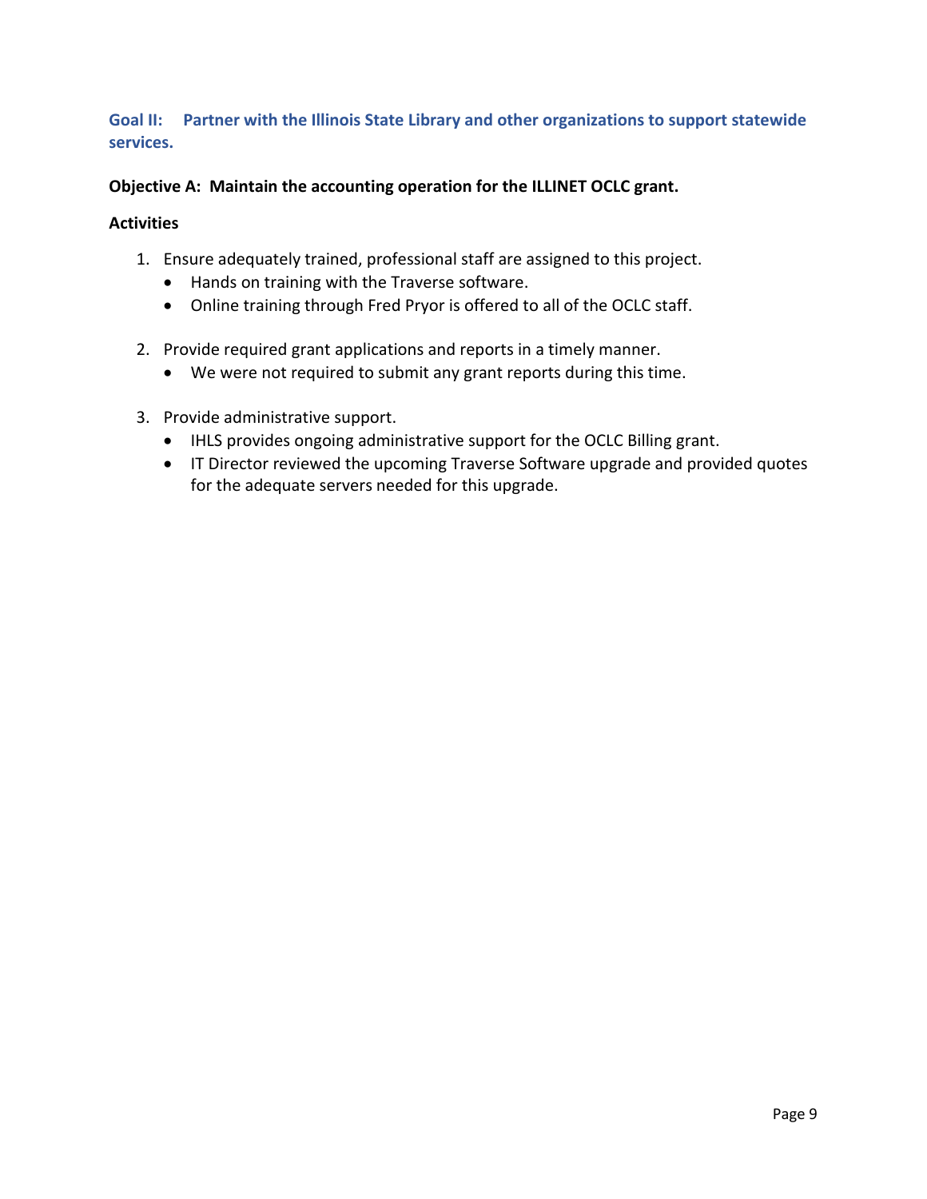## Goal II: Partner with the Illinois State Library and other organizations to support statewide services.

**Objective A: Maintain the accounting operation for the ILLINET OCLC grant.**

**Activities**

1. Ensure adequately trained, professional staff are assigned to this project.
   - Hands on training with the Traverse software.
   - Online training through Fred Pryor is offered to all of the OCLC staff.

2. Provide required grant applications and reports in a timely manner.
   - We were not required to submit any grant reports during this time.

3. Provide administrative support.
   - IHLS provides ongoing administrative support for the OCLC Billing grant.
   - IT Director reviewed the upcoming Traverse Software upgrade and provided quotes for the adequate servers needed for this upgrade.